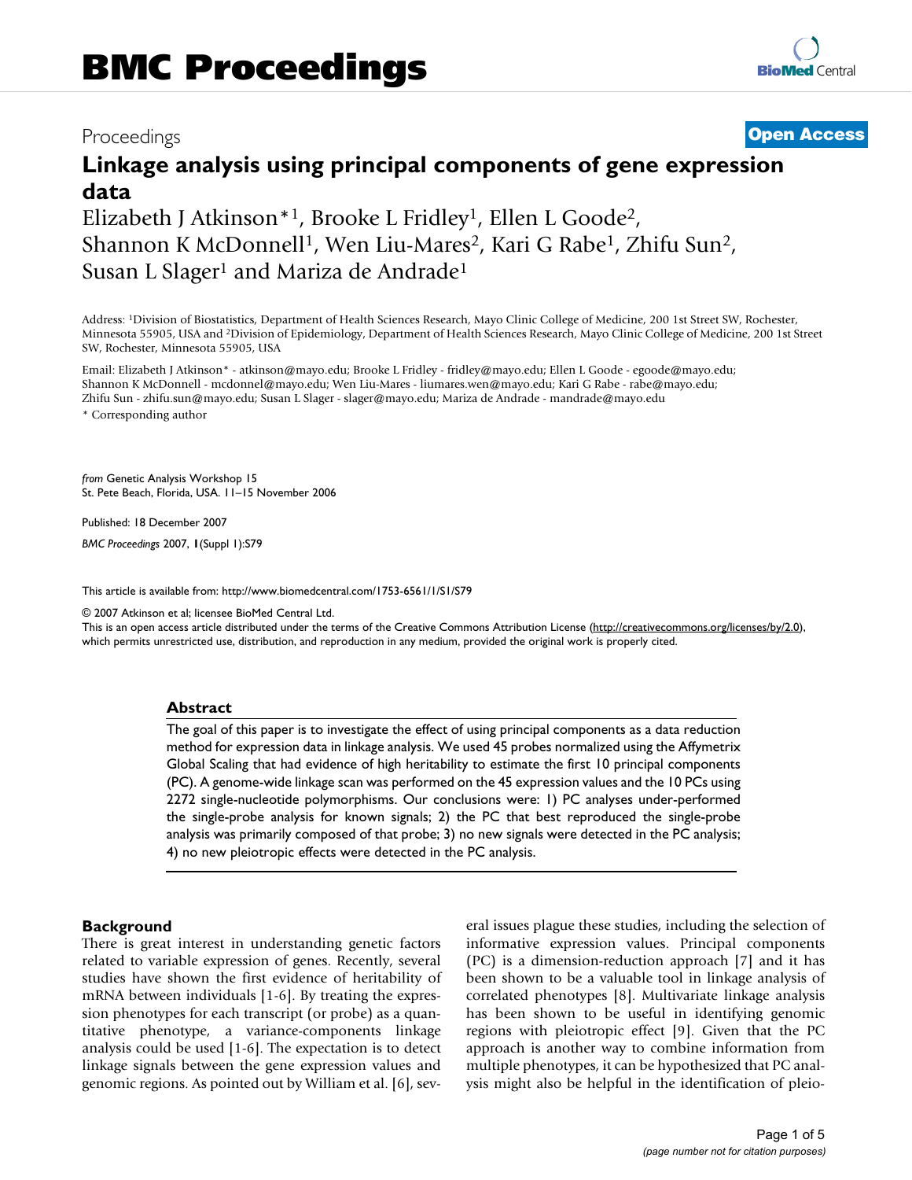# Linkage analysis using principal components of gene expression data

Elizabeth J Atkinson*[1], Brooke L Fridley[1], Ellen L Goode[2], Shannon K McDonnell[1], Wen Liu-Mares[2], Kari G Rabe[1], Zhifu Sun[2], Susan L Slager[1] and Mariza de Andrade[1]

Address: [1]Division of Biostatistics, Department of Health Sciences Research, Mayo Clinic College of Medicine, 200 1st Street SW, Rochester, Minnesota 55905, USA and [2]Division of Epidemiology, Department of Health Sciences Research, Mayo Clinic College of Medicine, 200 1st Street SW, Rochester, Minnesota 55905, USA

Email: Elizabeth J Atkinson* - atkinson@mayo.edu; Brooke L Fridley - fridley@mayo.edu; Ellen L Goode - egoode@mayo.edu; Shannon K McDonnell - mcdonnel@mayo.edu; Wen Liu-Mares - liumares.wen@mayo.edu; Kari G Rabe - rabe@mayo.edu; Zhifu Sun - zhifu.sun@mayo.edu; Susan L Slager - slager@mayo.edu; Mariza de Andrade - mandrade@mayo.edu

\* Corresponding author

*from* Genetic Analysis Workshop 15
St. Pete Beach, Florida, USA. 11–15 November 2006

Published: 18 December 2007

*BMC Proceedings* 2007, **1**(Suppl 1):S79

This article is available from: http://www.biomedcentral.com/1753-6561/1/S1/S79

© 2007 Atkinson et al; licensee BioMed Central Ltd.
This is an open access article distributed under the terms of the Creative Commons Attribution License (http://creativecommons.org/licenses/by/2.0), which permits unrestricted use, distribution, and reproduction in any medium, provided the original work is properly cited.

## Abstract

The goal of this paper is to investigate the effect of using principal components as a data reduction method for expression data in linkage analysis. We used 45 probes normalized using the Affymetrix Global Scaling that had evidence of high heritability to estimate the first 10 principal components (PC). A genome-wide linkage scan was performed on the 45 expression values and the 10 PCs using 2272 single-nucleotide polymorphisms. Our conclusions were: 1) PC analyses under-performed the single-probe analysis for known signals; 2) the PC that best reproduced the single-probe analysis was primarily composed of that probe; 3) no new signals were detected in the PC analysis; 4) no new pleiotropic effects were detected in the PC analysis.

## Background

There is great interest in understanding genetic factors related to variable expression of genes. Recently, several studies have shown the first evidence of heritability of mRNA between individuals [1-6]. By treating the expression phenotypes for each transcript (or probe) as a quantitative phenotype, a variance-components linkage analysis could be used [1-6]. The expectation is to detect linkage signals between the gene expression values and genomic regions. As pointed out by William et al. [6], several issues plague these studies, including the selection of informative expression values. Principal components (PC) is a dimension-reduction approach [7] and it has been shown to be a valuable tool in linkage analysis of correlated phenotypes [8]. Multivariate linkage analysis has been shown to be useful in identifying genomic regions with pleiotropic effect [9]. Given that the PC approach is another way to combine information from multiple phenotypes, it can be hypothesized that PC analysis might also be helpful in the identification of pleio-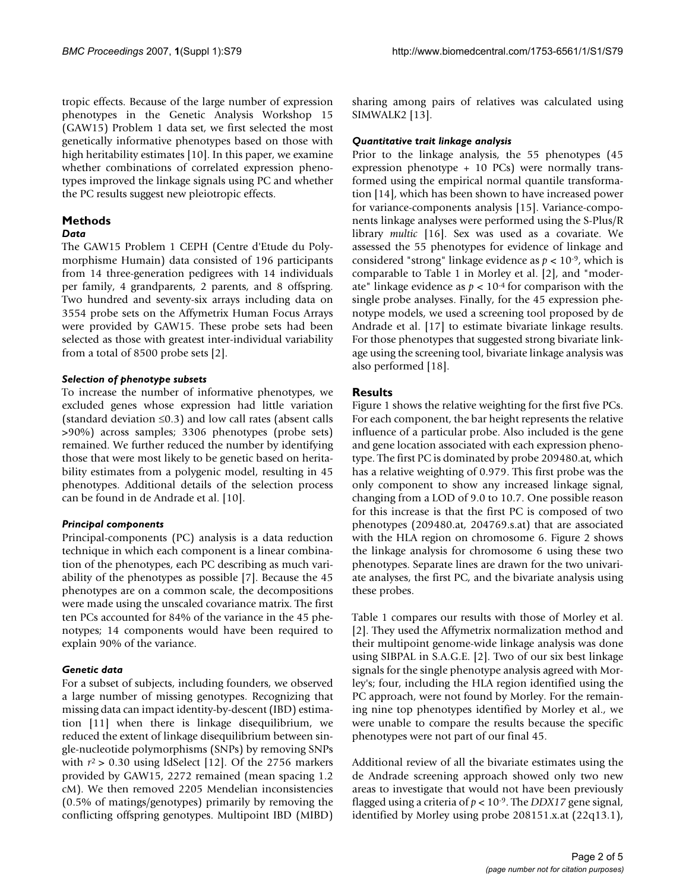tropic effects. Because of the large number of expression phenotypes in the Genetic Analysis Workshop 15 (GAW15) Problem 1 data set, we first selected the most genetically informative phenotypes based on those with high heritability estimates [10]. In this paper, we examine whether combinations of correlated expression phenotypes improved the linkage signals using PC and whether the PC results suggest new pleiotropic effects.

## Methods

### *Data*

The GAW15 Problem 1 CEPH (Centre d'Etude du Polymorphisme Humain) data consisted of 196 participants from 14 three-generation pedigrees with 14 individuals per family, 4 grandparents, 2 parents, and 8 offspring. Two hundred and seventy-six arrays including data on 3554 probe sets on the Affymetrix Human Focus Arrays were provided by GAW15. These probe sets had been selected as those with greatest inter-individual variability from a total of 8500 probe sets [2].

### *Selection of phenotype subsets*

To increase the number of informative phenotypes, we excluded genes whose expression had little variation (standard deviation ≤0.3) and low call rates (absent calls >90%) across samples; 3306 phenotypes (probe sets) remained. We further reduced the number by identifying those that were most likely to be genetic based on heritability estimates from a polygenic model, resulting in 45 phenotypes. Additional details of the selection process can be found in de Andrade et al. [10].

### *Principal components*

Principal-components (PC) analysis is a data reduction technique in which each component is a linear combination of the phenotypes, each PC describing as much variability of the phenotypes as possible [7]. Because the 45 phenotypes are on a common scale, the decompositions were made using the unscaled covariance matrix. The first ten PCs accounted for 84% of the variance in the 45 phenotypes; 14 components would have been required to explain 90% of the variance.

### *Genetic data*

For a subset of subjects, including founders, we observed a large number of missing genotypes. Recognizing that missing data can impact identity-by-descent (IBD) estimation [11] when there is linkage disequilibrium, we reduced the extent of linkage disequilibrium between single-nucleotide polymorphisms (SNPs) by removing SNPs with $r^2 > 0.30$ using ldSelect [12]. Of the 2756 markers provided by GAW15, 2272 remained (mean spacing 1.2 cM). We then removed 2205 Mendelian inconsistencies (0.5% of matings/genotypes) primarily by removing the conflicting offspring genotypes. Multipoint IBD (MIBD) sharing among pairs of relatives was calculated using SIMWALK2 [13].

### *Quantitative trait linkage analysis*

Prior to the linkage analysis, the 55 phenotypes (45 expression phenotype + 10 PCs) were normally transformed using the empirical normal quantile transformation [14], which has been shown to have increased power for variance-components analysis [15]. Variance-components linkage analyses were performed using the S-Plus/R library *multic* [16]. Sex was used as a covariate. We assessed the 55 phenotypes for evidence of linkage and considered "strong" linkage evidence as $p < 10^{-9}$, which is comparable to Table 1 in Morley et al. [2], and "moderate" linkage evidence as $p < 10^{-4}$ for comparison with the single probe analyses. Finally, for the 45 expression phenotype models, we used a screening tool proposed by de Andrade et al. [17] to estimate bivariate linkage results. For those phenotypes that suggested strong bivariate linkage using the screening tool, bivariate linkage analysis was also performed [18].

## Results

Figure 1 shows the relative weighting for the first five PCs. For each component, the bar height represents the relative influence of a particular probe. Also included is the gene and gene location associated with each expression phenotype. The first PC is dominated by probe 209480.at, which has a relative weighting of 0.979. This first probe was the only component to show any increased linkage signal, changing from a LOD of 9.0 to 10.7. One possible reason for this increase is that the first PC is composed of two phenotypes (209480.at, 204769.s.at) that are associated with the HLA region on chromosome 6. Figure 2 shows the linkage analysis for chromosome 6 using these two phenotypes. Separate lines are drawn for the two univariate analyses, the first PC, and the bivariate analysis using these probes.

Table 1 compares our results with those of Morley et al. [2]. They used the Affymetrix normalization method and their multipoint genome-wide linkage analysis was done using SIBPAL in S.A.G.E. [2]. Two of our six best linkage signals for the single phenotype analysis agreed with Morley's; four, including the HLA region identified using the PC approach, were not found by Morley. For the remaining nine top phenotypes identified by Morley et al., we were unable to compare the results because the specific phenotypes were not part of our final 45.

Additional review of all the bivariate estimates using the de Andrade screening approach showed only two new areas to investigate that would not have been previously flagged using a criteria of $p < 10^{-9}$. The *DDX17* gene signal, identified by Morley using probe 208151.x.at (22q13.1),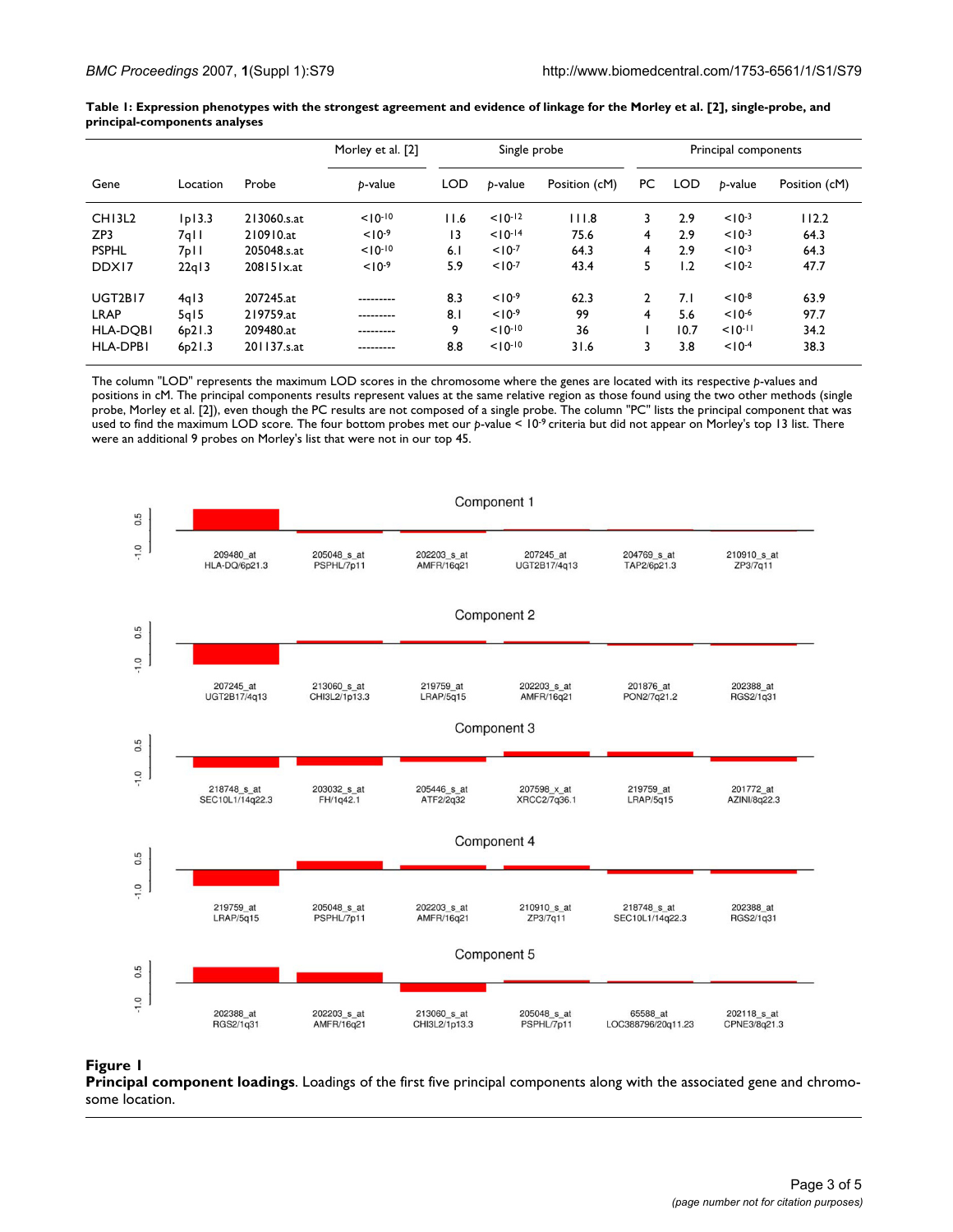**Table 1: Expression phenotypes with the strongest agreement and evidence of linkage for the Morley et al. [2], single-probe, and principal-components analyses**

| Gene | Location | Probe | Morley et al. [2] | Single probe | | | Principal components | | | |
|---|---|---|---|---|---|---|---|---|---|---|
| | | | *p*-value | LOD | *p*-value | Position (cM) | PC | LOD | *p*-value | Position (cM) |
| CHI3L2 | 1p13.3 | 213060.s.at | $<10^{-10}$ | 11.6 | $<10^{-12}$ | 111.8 | 3 | 2.9 | $<10^{-3}$ | 112.2 |
| ZP3 | 7q11 | 210910.at | $<10^{-9}$ | 13 | $<10^{-14}$ | 75.6 | 4 | 2.9 | $<10^{-3}$ | 64.3 |
| PSPHL | 7p11 | 205048.s.at | $<10^{-10}$ | 6.1 | $<10^{-7}$ | 64.3 | 4 | 2.9 | $<10^{-3}$ | 64.3 |
| DDX17 | 22q13 | 208151x.at | $<10^{-9}$ | 5.9 | $<10^{-7}$ | 43.4 | 5 | 1.2 | $<10^{-2}$ | 47.7 |
| UGT2B17 | 4q13 | 207245.at | --------- | 8.3 | $<10^{-9}$ | 62.3 | 2 | 7.1 | $<10^{-8}$ | 63.9 |
| LRAP | 5q15 | 219759.at | --------- | 8.1 | $<10^{-9}$ | 99 | 4 | 5.6 | $<10^{-6}$ | 97.7 |
| HLA-DQB1 | 6p21.3 | 209480.at | --------- | 9 | $<10^{-10}$ | 36 | 1 | 10.7 | $<10^{-11}$ | 34.2 |
| HLA-DPB1 | 6p21.3 | 201137.s.at | --------- | 8.8 | $<10^{-10}$ | 31.6 | 3 | 3.8 | $<10^{-4}$ | 38.3 |

The column "LOD" represents the maximum LOD scores in the chromosome where the genes are located with its respective *p*-values and positions in cM. The principal components results represent values at the same relative region as those found using the two other methods (single probe, Morley et al. [2]), even though the PC results are not composed of a single probe. The column "PC" lists the principal component that was used to find the maximum LOD score. The four bottom probes met our *p*-value < $10^{-9}$ criteria but did not appear on Morley's top 13 list. There were an additional 9 probes on Morley's list that were not in our top 45.

**Figure 1**
**Principal component loadings**. Loadings of the first five principal components along with the associated gene and chromosome location.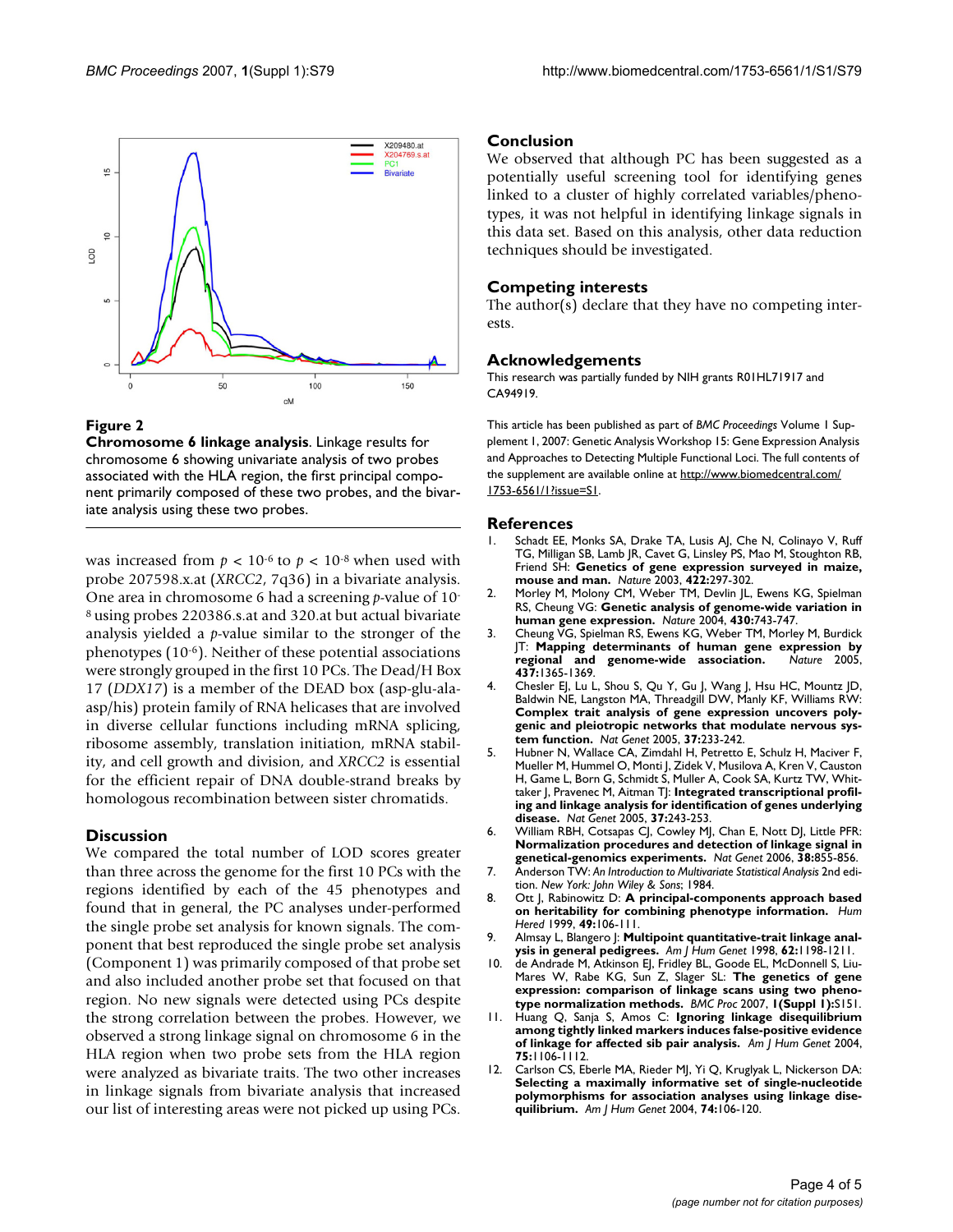**Figure 2**

**Chromosome 6 linkage analysis**. Linkage results for chromosome 6 showing univariate analysis of two probes associated with the HLA region, the first principal component primarily composed of these two probes, and the bivariate analysis using these two probes.

was increased from $p < 10^{-6}$ to $p < 10^{-8}$ when used with probe 207598.x.at (*XRCC2*, 7q36) in a bivariate analysis. One area in chromosome 6 had a screening *p*-value of $10^{-8}$ using probes 220386.s.at and 320.at but actual bivariate analysis yielded a *p*-value similar to the stronger of the phenotypes ($10^{-6}$). Neither of these potential associations were strongly grouped in the first 10 PCs. The Dead/H Box 17 (*DDX17*) is a member of the DEAD box (asp-glu-ala-asp/his) protein family of RNA helicases that are involved in diverse cellular functions including mRNA splicing, ribosome assembly, translation initiation, mRNA stability, and cell growth and division, and *XRCC2* is essential for the efficient repair of DNA double-strand breaks by homologous recombination between sister chromatids.

## Discussion

We compared the total number of LOD scores greater than three across the genome for the first 10 PCs with the regions identified by each of the 45 phenotypes and found that in general, the PC analyses under-performed the single probe set analysis for known signals. The component that best reproduced the single probe set analysis (Component 1) was primarily composed of that probe set and also included another probe set that focused on that region. No new signals were detected using PCs despite the strong correlation between the probes. However, we observed a strong linkage signal on chromosome 6 in the HLA region when two probe sets from the HLA region were analyzed as bivariate traits. The two other increases in linkage signals from bivariate analysis that increased our list of interesting areas were not picked up using PCs.

## Conclusion

We observed that although PC has been suggested as a potentially useful screening tool for identifying genes linked to a cluster of highly correlated variables/phenotypes, it was not helpful in identifying linkage signals in this data set. Based on this analysis, other data reduction techniques should be investigated.

## Competing interests

The author(s) declare that they have no competing interests.

## Acknowledgements

This research was partially funded by NIH grants R01HL71917 and CA94919.

This article has been published as part of *BMC Proceedings* Volume 1 Supplement 1, 2007: Genetic Analysis Workshop 15: Gene Expression Analysis and Approaches to Detecting Multiple Functional Loci. The full contents of the supplement are available online at http://www.biomedcentral.com/1753-6561/1?issue=S1.

## References

1. Schadt EE, Monks SA, Drake TA, Lusis AJ, Che N, Colinayo V, Ruff TG, Milligan SB, Lamb JR, Cavet G, Linsley PS, Mao M, Stoughton RB, Friend SH: **Genetics of gene expression surveyed in maize, mouse and man.** *Nature* 2003, **422**:297-302.
2. Morley M, Molony CM, Weber TM, Devlin JL, Ewens KG, Spielman RS, Cheung VG: **Genetic analysis of genome-wide variation in human gene expression.** *Nature* 2004, **430**:743-747.
3. Cheung VG, Spielman RS, Ewens KG, Weber TM, Morley M, Burdick JT: **Mapping determinants of human gene expression by regional and genome-wide association.** *Nature* 2005, **437**:1365-1369.
4. Chesler EJ, Lu L, Shou S, Qu Y, Gu J, Wang J, Hsu HC, Mountz JD, Baldwin NE, Langston MA, Threadgill DW, Manly KF, Williams RW: **Complex trait analysis of gene expression uncovers polygenic and pleiotropic networks that modulate nervous system function.** *Nat Genet* 2005, **37**:233-242.
5. Hubner N, Wallace CA, Zimdahl H, Petretto E, Schulz H, Maciver F, Mueller M, Hummel O, Monti J, Zidek V, Musilova A, Kren V, Causton H, Game L, Born G, Schmidt S, Muller A, Cook SA, Kurtz TW, Whittaker J, Pravenec M, Aitman TJ: **Integrated transcriptional profiling and linkage analysis for identification of genes underlying disease.** *Nat Genet* 2005, **37**:243-253.
6. William RBH, Cotsapas CJ, Cowley MJ, Chan E, Nott DJ, Little PFR: **Normalization procedures and detection of linkage signal in genetical-genomics experiments.** *Nat Genet* 2006, **38**:855-856.
7. Anderson TW: *An Introduction to Multivariate Statistical Analysis* 2nd edition. *New York: John Wiley & Sons*; 1984.
8. Ott J, Rabinowitz D: **A principal-components approach based on heritability for combining phenotype information.** *Hum Hered* 1999, **49**:106-111.
9. Almsay L, Blangero J: **Multipoint quantitative-trait linkage analysis in general pedigrees.** *Am J Hum Genet* 1998, **62**:1198-1211.
10. de Andrade M, Atkinson EJ, Fridley BL, Goode EL, McDonnell S, Liu-Mares W, Rabe KG, Sun Z, Slager SL: **The genetics of gene expression: comparison of linkage scans using two phenotype normalization methods.** *BMC Proc* 2007, **1(Suppl 1)**:S151.
11. Huang Q, Sanja S, Amos C: **Ignoring linkage disequilibrium among tightly linked markers induces false-positive evidence of linkage for affected sib pair analysis.** *Am J Hum Genet* 2004, **75**:1106-1112.
12. Carlson CS, Eberle MA, Rieder MJ, Yi Q, Kruglyak L, Nickerson DA: **Selecting a maximally informative set of single-nucleotide polymorphisms for association analyses using linkage disequilibrium.** *Am J Hum Genet* 2004, **74**:106-120.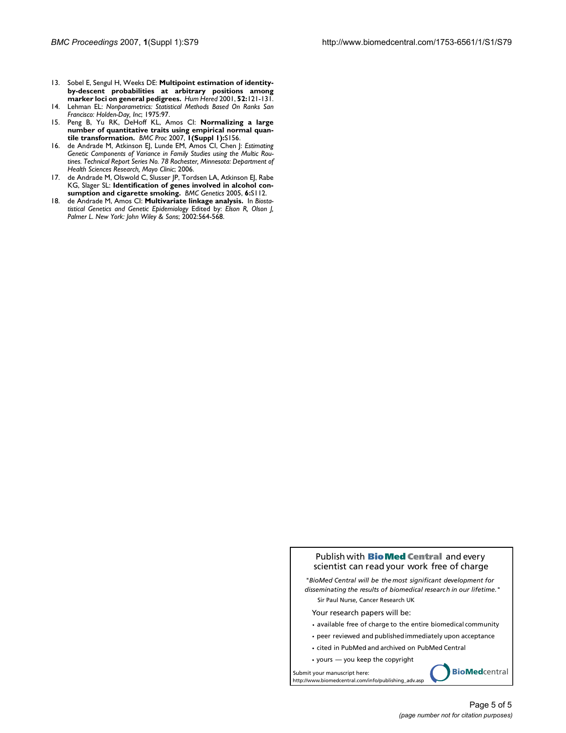13. Sobel E, Sengul H, Weeks DE: **Multipoint estimation of identity-by-descent probabilities at arbitrary positions among marker loci on general pedigrees.** *Hum Hered* 2001, **52:**121-131.
14. Lehman EL: *Nonparametrics: Statistical Methods Based On Ranks San Francisco: Holden-Day, Inc*; 1975:97.
15. Peng B, Yu RK, DeHoff KL, Amos CI: **Normalizing a large number of quantitative traits using empirical normal quantile transformation.** *BMC Proc* 2007, **1(Suppl 1):**S156.
16. de Andrade M, Atkinson EJ, Lunde EM, Amos CI, Chen J: *Estimating Genetic Components of Variance in Family Studies using the Multic Routines. Technical Report Series No. 78 Rochester, Minnesota: Department of Health Sciences Research, Mayo Clinic*; 2006.
17. de Andrade M, Olswold C, Slusser JP, Tordsen LA, Atkinson EJ, Rabe KG, Slager SL: **Identification of genes involved in alcohol consumption and cigarette smoking.** *BMC Genetics* 2005, **6:**S112.
18. de Andrade M, Amos CI: **Multivariate linkage analysis.** In *Biostatistical Genetics and Genetic Epidemiology* Edited by: *Elson R, Olson J, Palmer L. New York: John Wiley & Sons*; 2002:564-568.

Publish with **BioMed Central** and every scientist can read your work free of charge

*"BioMed Central will be the most significant development for disseminating the results of biomedical research in our lifetime."*

Sir Paul Nurse, Cancer Research UK

Your research papers will be:

- available free of charge to the entire biomedical community
- peer reviewed and published immediately upon acceptance
- cited in PubMed and archived on PubMed Central
- yours — you keep the copyright

Submit your manuscript here:
http://www.biomedcentral.com/info/publishing_adv.asp

BioMedcentral